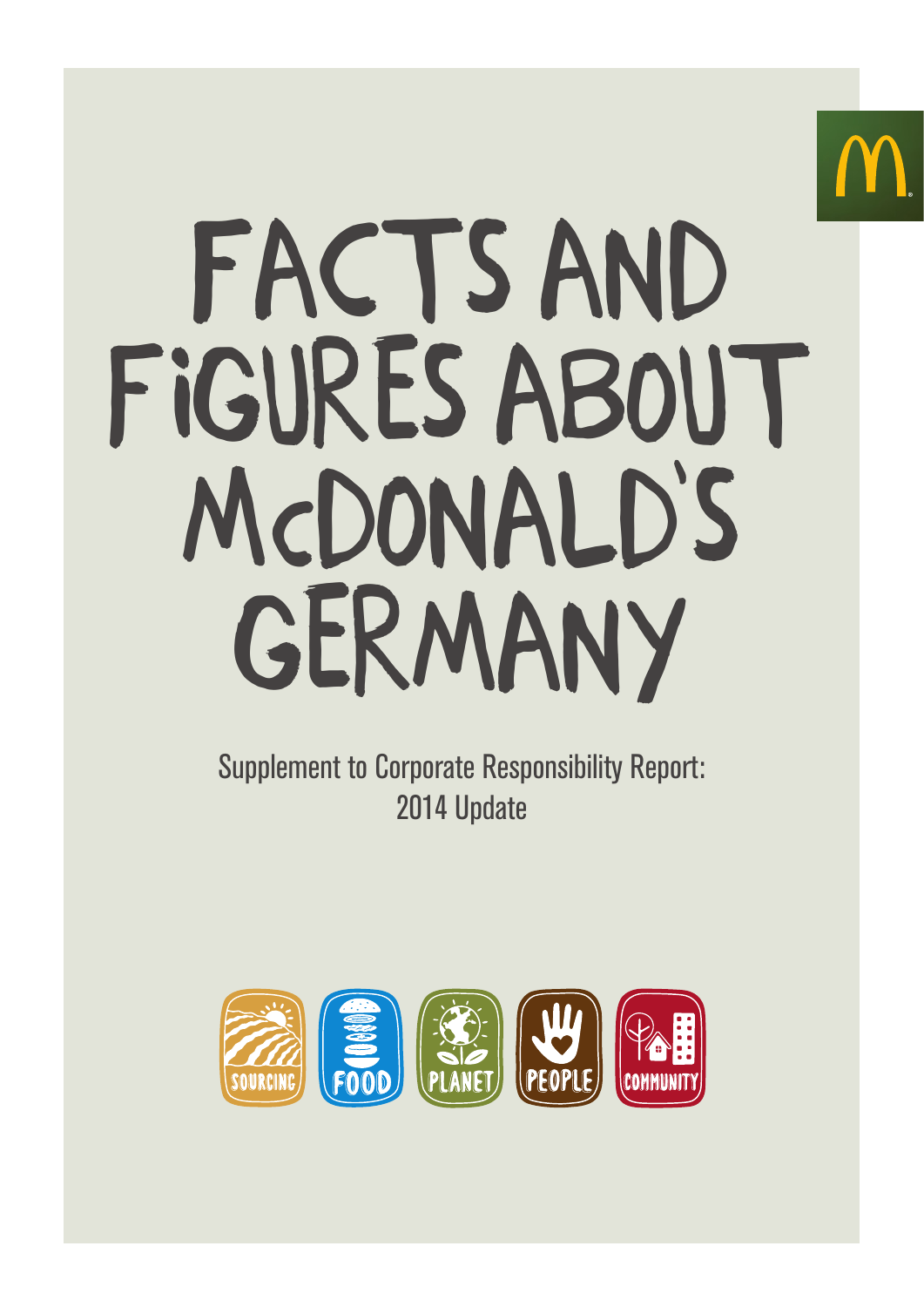# FACTS AND FIGURES ABOUT McDONALD'S GERMANY

Supplement to Corporate Responsibility Report: 2014 Update

SOURCING FOOD PLANET PEOPLE COMMUNITY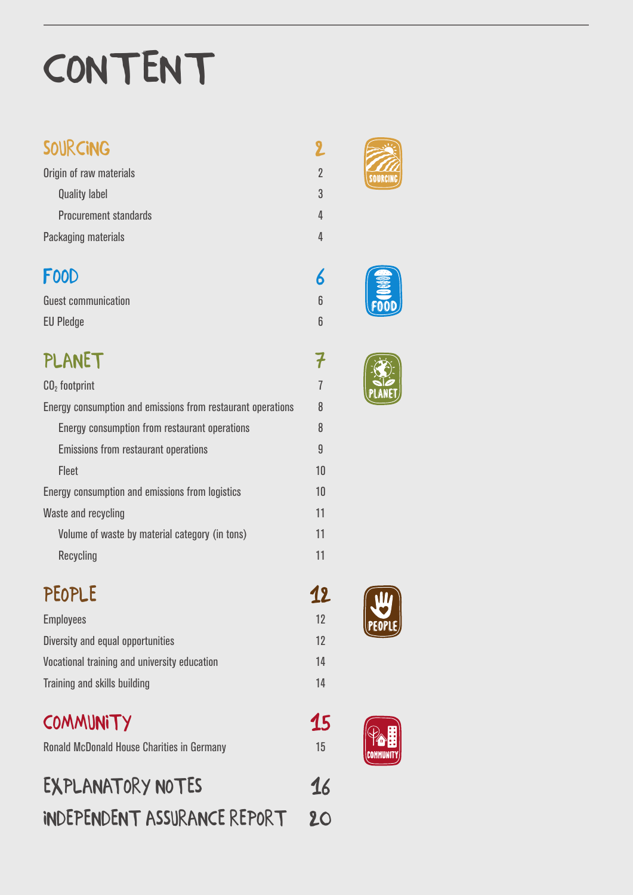# CONTENT

| | |
|---|---|
| **SOURCING** | **2** |
| Origin of raw materials | 2 |
| Quality label | 3 |
| Procurement standards | 4 |
| Packaging materials | 4 |
| **FOOD** | **6** |
| Guest communication | 6 |
| EU Pledge | 6 |
| **PLANET** | **7** |
| $CO_2$ footprint | 7 |
| Energy consumption and emissions from restaurant operations | 8 |
| Energy consumption from restaurant operations | 8 |
| Emissions from restaurant operations | 9 |
| Fleet | 10 |
| Energy consumption and emissions from logistics | 10 |
| Waste and recycling | 11 |
| Volume of waste by material category (in tons) | 11 |
| Recycling | 11 |
| **PEOPLE** | **12** |
| Employees | 12 |
| Diversity and equal opportunities | 12 |
| Vocational training and university education | 14 |
| Training and skills building | 14 |
| **COMMUNITY** | **15** |
| Ronald McDonald House Charities in Germany | 15 |
| **EXPLANATORY NOTES** | **16** |
| **INDEPENDENT ASSURANCE REPORT** | **20** |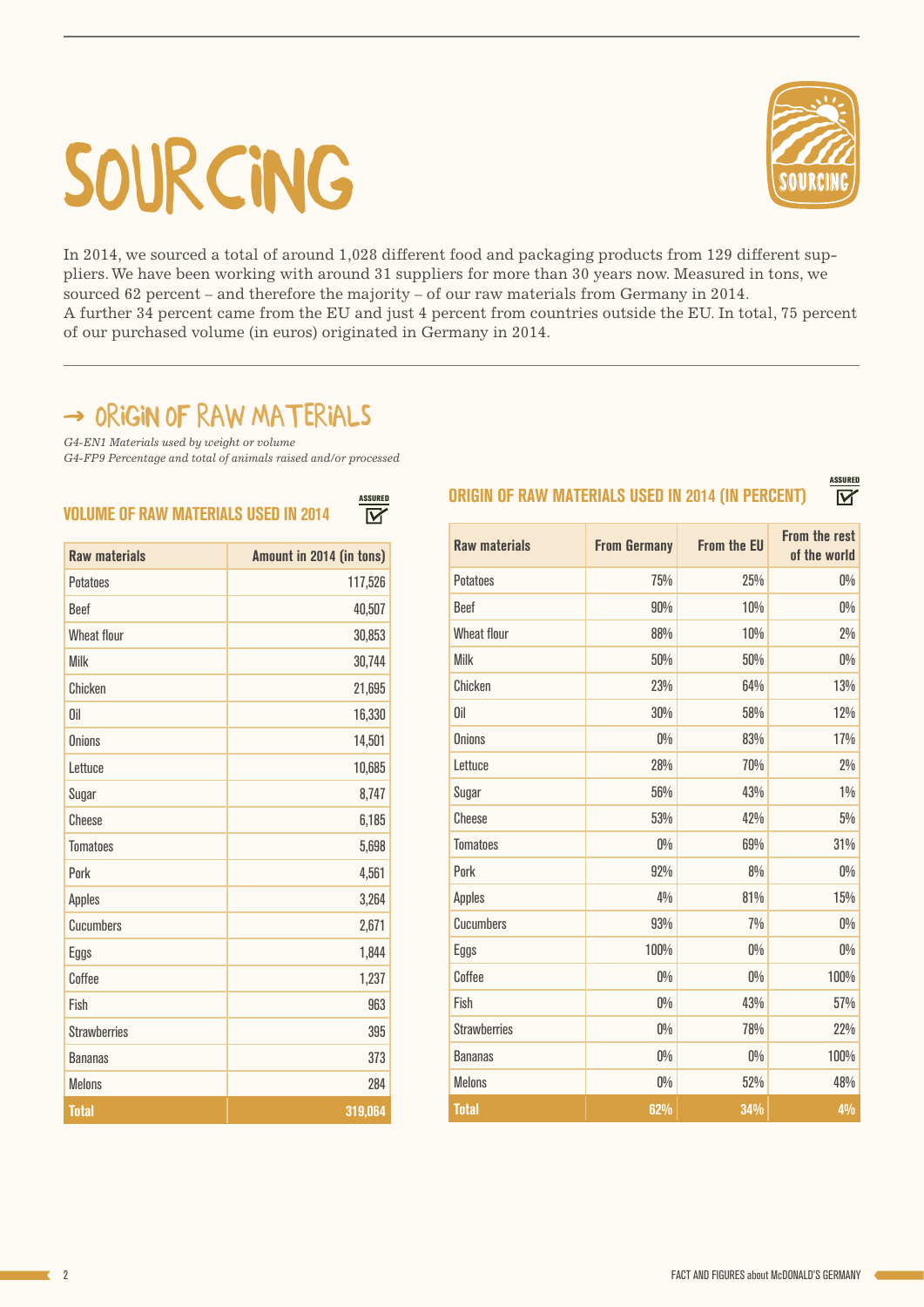# SOURCING

In 2014, we sourced a total of around 1,028 different food and packaging products from 129 different suppliers. We have been working with around 31 suppliers for more than 30 years now. Measured in tons, we sourced 62 percent – and therefore the majority – of our raw materials from Germany in 2014. A further 34 percent came from the EU and just 4 percent from countries outside the EU. In total, 75 percent of our purchased volume (in euros) originated in Germany in 2014.

## → ORIGIN OF RAW MATERIALS

*G4-EN1 Materials used by weight or volume*
*G4-FP9 Percentage and total of animals raised and/or processed*

### VOLUME OF RAW MATERIALS USED IN 2014

ASSURED

| Raw materials | Amount in 2014 (in tons) |
|---|---|
| Potatoes | 117,526 |
| Beef | 40,507 |
| Wheat flour | 30,853 |
| Milk | 30,744 |
| Chicken | 21,695 |
| Oil | 16,330 |
| Onions | 14,501 |
| Lettuce | 10,685 |
| Sugar | 8,747 |
| Cheese | 6,185 |
| Tomatoes | 5,698 |
| Pork | 4,561 |
| Apples | 3,264 |
| Cucumbers | 2,671 |
| Eggs | 1,844 |
| Coffee | 1,237 |
| Fish | 963 |
| Strawberries | 395 |
| Bananas | 373 |
| Melons | 284 |
| **Total** | **319,064** |

### ORIGIN OF RAW MATERIALS USED IN 2014 (IN PERCENT)

ASSURED

| Raw materials | From Germany | From the EU | From the rest of the world |
|---|---|---|---|
| Potatoes | 75% | 25% | 0% |
| Beef | 90% | 10% | 0% |
| Wheat flour | 88% | 10% | 2% |
| Milk | 50% | 50% | 0% |
| Chicken | 23% | 64% | 13% |
| Oil | 30% | 58% | 12% |
| Onions | 0% | 83% | 17% |
| Lettuce | 28% | 70% | 2% |
| Sugar | 56% | 43% | 1% |
| Cheese | 53% | 42% | 5% |
| Tomatoes | 0% | 69% | 31% |
| Pork | 92% | 8% | 0% |
| Apples | 4% | 81% | 15% |
| Cucumbers | 93% | 7% | 0% |
| Eggs | 100% | 0% | 0% |
| Coffee | 0% | 0% | 100% |
| Fish | 0% | 43% | 57% |
| Strawberries | 0% | 78% | 22% |
| Bananas | 0% | 0% | 100% |
| Melons | 0% | 52% | 48% |
| **Total** | **62%** | **34%** | **4%** |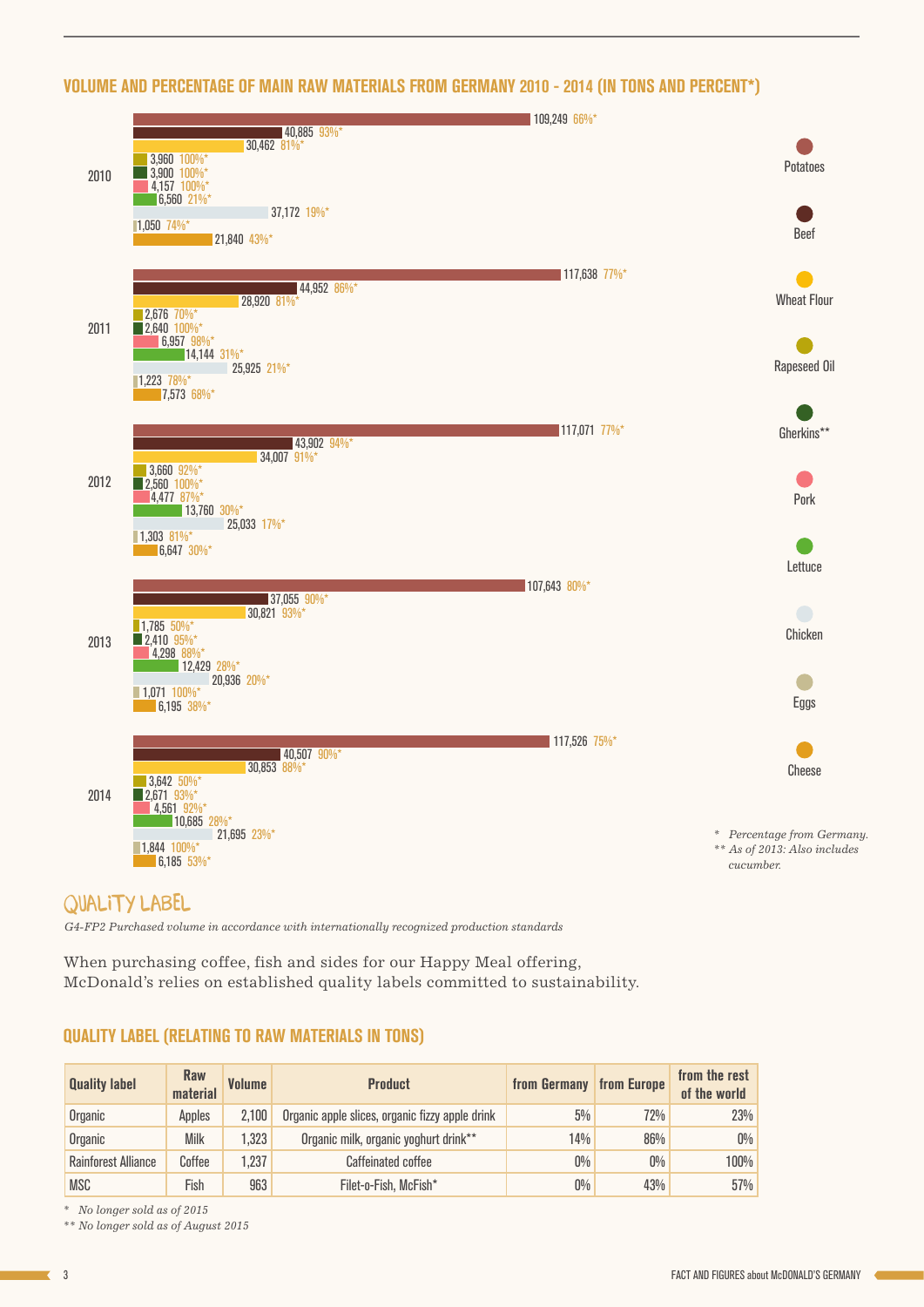## VOLUME AND PERCENTAGE OF MAIN RAW MATERIALS FROM GERMANY 2010 - 2014 (IN TONS AND PERCENT*)

| Raw material | 2010 | 2011 | 2012 | 2013 | 2014 |
|---|---|---|---|---|---|
| Potatoes | 109,249 66%* | 117,638 77%* | 117,071 77%* | 107,643 80%* | 117,526 75%* |
| Beef | 40,885 93%* | 44,952 86%* | 43,902 94%* | 37,055 90%* | 40,507 90%* |
| Wheat Flour | 30,462 81%* | 28,920 81%* | 34,007 91%* | 30,821 93%* | 30,853 88%* |
| Rapeseed Oil | 3,960 100%* | 2,676 70%* | 3,660 92%* | 1,785 50%* | 3,642 50%* |
| Gherkins** | 3,900 100%* | 2,640 100%* | 2,560 100%* | 2,410 95%* | 2,671 93%* |
| Pork | 4,157 100%* | 6,957 98%* | 4,477 87%* | 4,298 88%* | 4,561 92%* |
| Lettuce | 6,560 21%* | 14,144 31%* | 13,760 30%* | 12,429 28%* | 10,685 28%* |
| Chicken | 37,172 19%* | 25,925 21%* | 25,033 17%* | 20,936 20%* | 21,695 23%* |
| Eggs | 1,050 74%* | 1,223 78%* | 1,303 81%* | 1,071 100%* | 1,844 100%* |
| Cheese | 21,840 43%* | 7,573 68%* | 6,647 30%* | 6,195 38%* | 6,185 53%* |

\* *Percentage from Germany.*
\*\* *As of 2013: Also includes cucumber.*

## QUALITY LABEL

*G4-FP2 Purchased volume in accordance with internationally recognized production standards*

When purchasing coffee, fish and sides for our Happy Meal offering, McDonald's relies on established quality labels committed to sustainability.

### QUALITY LABEL (RELATING TO RAW MATERIALS IN TONS)

| Quality label | Raw material | Volume | Product | from Germany | from Europe | from the rest of the world |
|---|---|---|---|---|---|---|
| Organic | Apples | 2,100 | Organic apple slices, organic fizzy apple drink | 5% | 72% | 23% |
| Organic | Milk | 1,323 | Organic milk, organic yoghurt drink** | 14% | 86% | 0% |
| Rainforest Alliance | Coffee | 1,237 | Caffeinated coffee | 0% | 0% | 100% |
| MSC | Fish | 963 | Filet-o-Fish, McFish* | 0% | 43% | 57% |

\* *No longer sold as of 2015*
\*\* *No longer sold as of August 2015*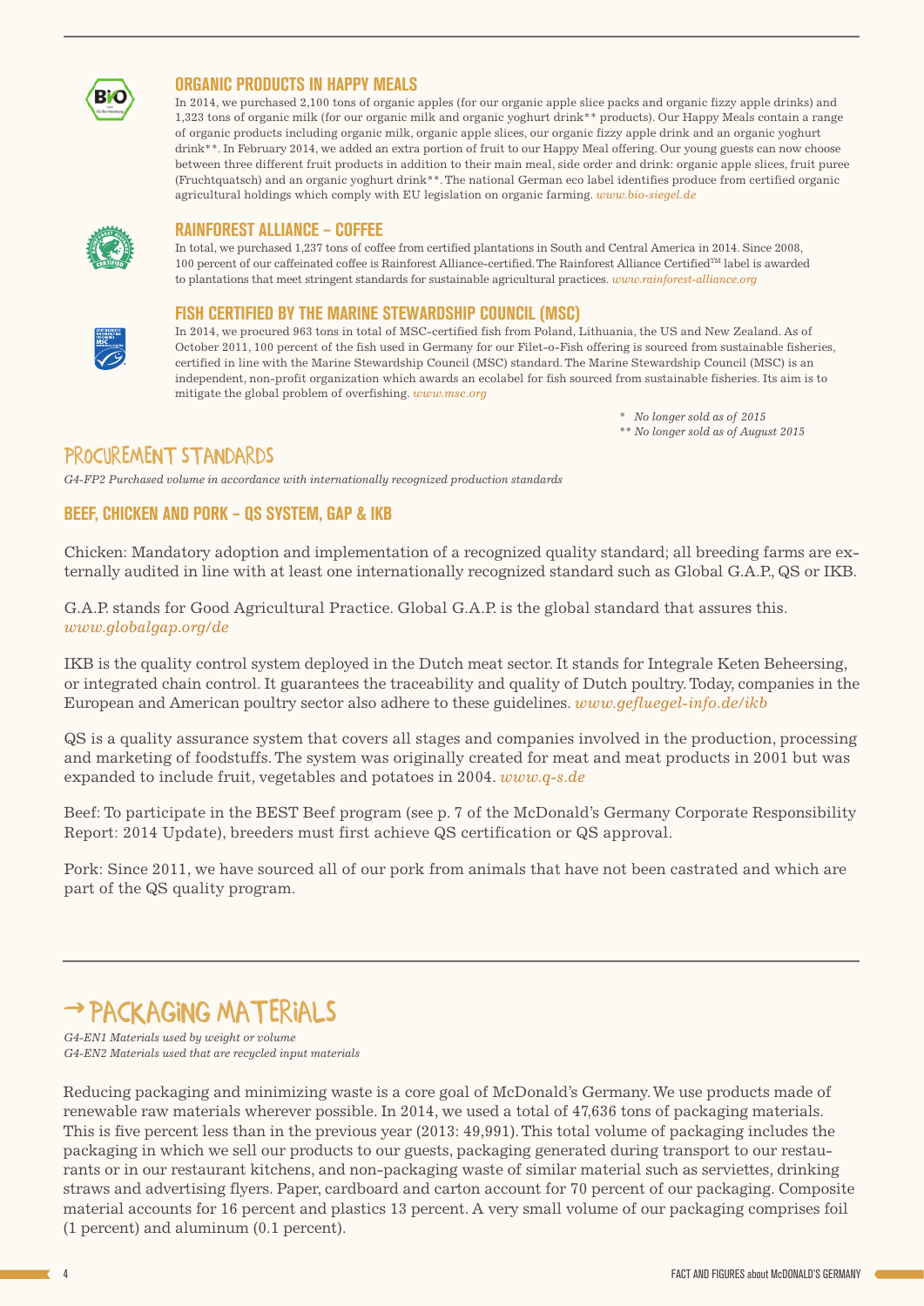### ORGANIC PRODUCTS IN HAPPY MEALS

In 2014, we purchased 2,100 tons of organic apples (for our organic apple slice packs and organic fizzy apple drinks) and 1,323 tons of organic milk (for our organic milk and organic yoghurt drink** products). Our Happy Meals contain a range of organic products including organic milk, organic apple slices, our organic fizzy apple drink and an organic yoghurt drink**. In February 2014, we added an extra portion of fruit to our Happy Meal offering. Our young guests can now choose between three different fruit products in addition to their main meal, side order and drink: organic apple slices, fruit puree (Fruchtquatsch) and an organic yoghurt drink**. The national German eco label identifies produce from certified organic agricultural holdings which comply with EU legislation on organic farming. *www.bio-siegel.de*

### RAINFOREST ALLIANCE – COFFEE

In total, we purchased 1,237 tons of coffee from certified plantations in South and Central America in 2014. Since 2008, 100 percent of our caffeinated coffee is Rainforest Alliance-certified. The Rainforest Alliance Certified™ label is awarded to plantations that meet stringent standards for sustainable agricultural practices. *www.rainforest-alliance.org*

### FISH CERTIFIED BY THE MARINE STEWARDSHIP COUNCIL (MSC)

In 2014, we procured 963 tons in total of MSC-certified fish from Poland, Lithuania, the US and New Zealand. As of October 2011, 100 percent of the fish used in Germany for our Filet-o-Fish offering is sourced from sustainable fisheries, certified in line with the Marine Stewardship Council (MSC) standard. The Marine Stewardship Council (MSC) is an independent, non-profit organization which awards an ecolabel for fish sourced from sustainable fisheries. Its aim is to mitigate the global problem of overfishing. *www.msc.org*

*\* No longer sold as of 2015*
*\*\* No longer sold as of August 2015*

## PROCUREMENT STANDARDS

*G4-FP2 Purchased volume in accordance with internationally recognized production standards*

### BEEF, CHICKEN AND PORK – QS SYSTEM, GAP & IKB

Chicken: Mandatory adoption and implementation of a recognized quality standard; all breeding farms are externally audited in line with at least one internationally recognized standard such as Global G.A.P., QS or IKB.

G.A.P. stands for Good Agricultural Practice. Global G.A.P. is the global standard that assures this. *www.globalgap.org/de*

IKB is the quality control system deployed in the Dutch meat sector. It stands for Integrale Keten Beheersing, or integrated chain control. It guarantees the traceability and quality of Dutch poultry. Today, companies in the European and American poultry sector also adhere to these guidelines. *www.gefluegel-info.de/ikb*

QS is a quality assurance system that covers all stages and companies involved in the production, processing and marketing of foodstuffs. The system was originally created for meat and meat products in 2001 but was expanded to include fruit, vegetables and potatoes in 2004. *www.q-s.de*

Beef: To participate in the BEST Beef program (see p. 7 of the McDonald's Germany Corporate Responsibility Report: 2014 Update), breeders must first achieve QS certification or QS approval.

Pork: Since 2011, we have sourced all of our pork from animals that have not been castrated and which are part of the QS quality program.

## → PACKAGING MATERIALS

*G4-EN1 Materials used by weight or volume*
*G4-EN2 Materials used that are recycled input materials*

Reducing packaging and minimizing waste is a core goal of McDonald's Germany. We use products made of renewable raw materials wherever possible. In 2014, we used a total of 47,636 tons of packaging materials. This is five percent less than in the previous year (2013: 49,991). This total volume of packaging includes the packaging in which we sell our products to our guests, packaging generated during transport to our restaurants or in our restaurant kitchens, and non-packaging waste of similar material such as serviettes, drinking straws and advertising flyers. Paper, cardboard and carton account for 70 percent of our packaging. Composite material accounts for 16 percent and plastics 13 percent. A very small volume of our packaging comprises foil (1 percent) and aluminum (0.1 percent).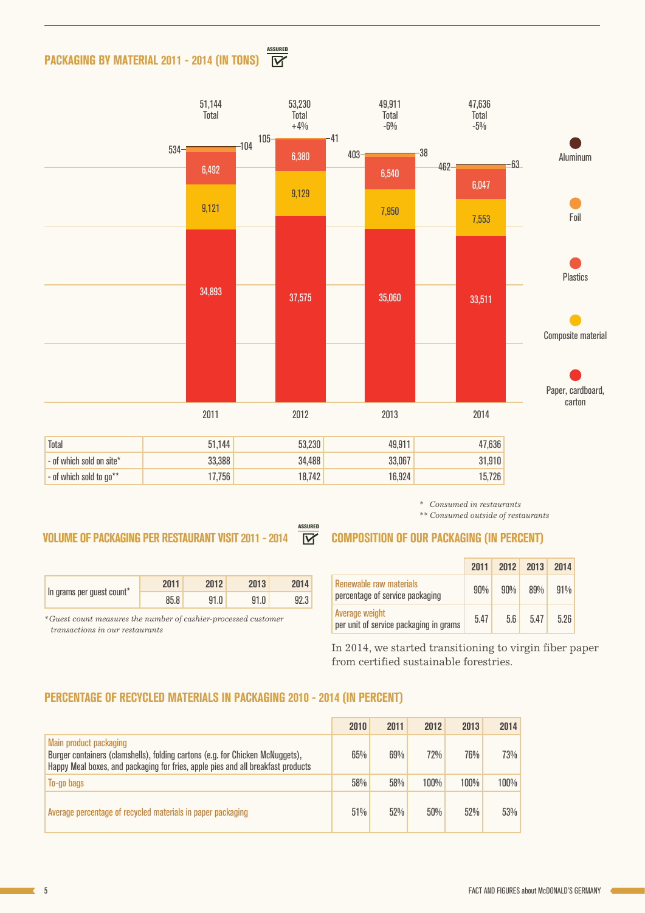## PACKAGING BY MATERIAL 2011 - 2014 (IN TONS)

ASSURED

| | 2011 | 2012 | 2013 | 2014 |
|---|---|---|---|---|
| Aluminum | 104 | 41 | 38 | 63 |
| Foil | 534 | 105 | 403 | 462 |
| Plastics | 6,492 | 6,380 | 6,540 | 6,047 |
| Composite material | 9,121 | 9,129 | 7,950 | 7,553 |
| Paper, cardboard, carton | 34,893 | 37,575 | 35,060 | 33,511 |
| Total | 51,144 | 53,230 (+4%) | 49,911 (-6%) | 47,636 (-5%) |

| | 2011 | 2012 | 2013 | 2014 |
|---|---|---|---|---|
| Total | 51,144 | 53,230 | 49,911 | 47,636 |
| - of which sold on site* | 33,388 | 34,488 | 33,067 | 31,910 |
| - of which sold to go** | 17,756 | 18,742 | 16,924 | 15,726 |

\* *Consumed in restaurants*
\*\* *Consumed outside of restaurants*

## VOLUME OF PACKAGING PER RESTAURANT VISIT 2011 - 2014

ASSURED

| | 2011 | 2012 | 2013 | 2014 |
|---|---|---|---|---|
| In grams per guest count* | 85.8 | 91.0 | 91.0 | 92.3 |

*\*Guest count measures the number of cashier-processed customer transactions in our restaurants*

## COMPOSITION OF OUR PACKAGING (IN PERCENT)

| | 2011 | 2012 | 2013 | 2014 |
|---|---|---|---|---|
| Renewable raw materials percentage of service packaging | 90% | 90% | 89% | 91% |
| Average weight per unit of service packaging in grams | 5.47 | 5.6 | 5.47 | 5.26 |

In 2014, we started transitioning to virgin fiber paper from certified sustainable forestries.

## PERCENTAGE OF RECYCLED MATERIALS IN PACKAGING 2010 - 2014 (IN PERCENT)

| | 2010 | 2011 | 2012 | 2013 | 2014 |
|---|---|---|---|---|---|
| Main product packaging<br>Burger containers (clamshells), folding cartons (e.g. for Chicken McNuggets), Happy Meal boxes, and packaging for fries, apple pies and all breakfast products | 65% | 69% | 72% | 76% | 73% |
| To-go bags | 58% | 58% | 100% | 100% | 100% |
| Average percentage of recycled materials in paper packaging | 51% | 52% | 50% | 52% | 53% |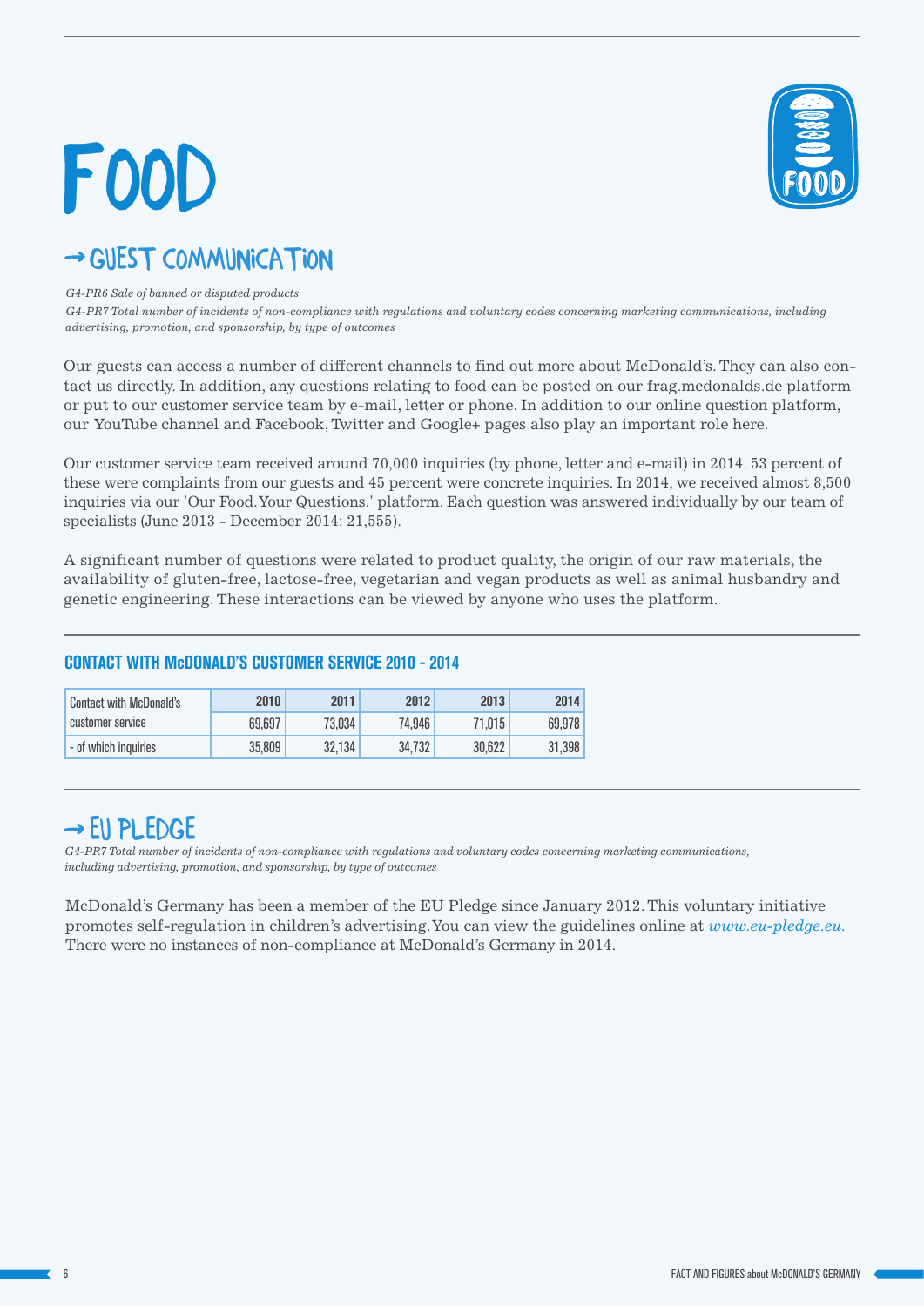# FOOD

## → GUEST COMMUNICATION

*G4-PR6 Sale of banned or disputed products*

*G4-PR7 Total number of incidents of non-compliance with regulations and voluntary codes concerning marketing communications, including advertising, promotion, and sponsorship, by type of outcomes*

Our guests can access a number of different channels to find out more about McDonald's. They can also contact us directly. In addition, any questions relating to food can be posted on our frag.mcdonalds.de platform or put to our customer service team by e-mail, letter or phone. In addition to our online question platform, our YouTube channel and Facebook, Twitter and Google+ pages also play an important role here.

Our customer service team received around 70,000 inquiries (by phone, letter and e-mail) in 2014. 53 percent of these were complaints from our guests and 45 percent were concrete inquiries. In 2014, we received almost 8,500 inquiries via our 'Our Food. Your Questions.' platform. Each question was answered individually by our team of specialists (June 2013 - December 2014: 21,555).

A significant number of questions were related to product quality, the origin of our raw materials, the availability of gluten-free, lactose-free, vegetarian and vegan products as well as animal husbandry and genetic engineering. These interactions can be viewed by anyone who uses the platform.

**CONTACT WITH McDONALD'S CUSTOMER SERVICE 2010 - 2014**

| | 2010 | 2011 | 2012 | 2013 | 2014 |
|---|---|---|---|---|---|
| Contact with McDonald's customer service | 69,697 | 73,034 | 74,946 | 71,015 | 69,978 |
| - of which inquiries | 35,809 | 32,134 | 34,732 | 30,622 | 31,398 |

## → EU PLEDGE

*G4-PR7 Total number of incidents of non-compliance with regulations and voluntary codes concerning marketing communications, including advertising, promotion, and sponsorship, by type of outcomes*

McDonald's Germany has been a member of the EU Pledge since January 2012. This voluntary initiative promotes self-regulation in children's advertising. You can view the guidelines online at *www.eu-pledge.eu*. There were no instances of non-compliance at McDonald's Germany in 2014.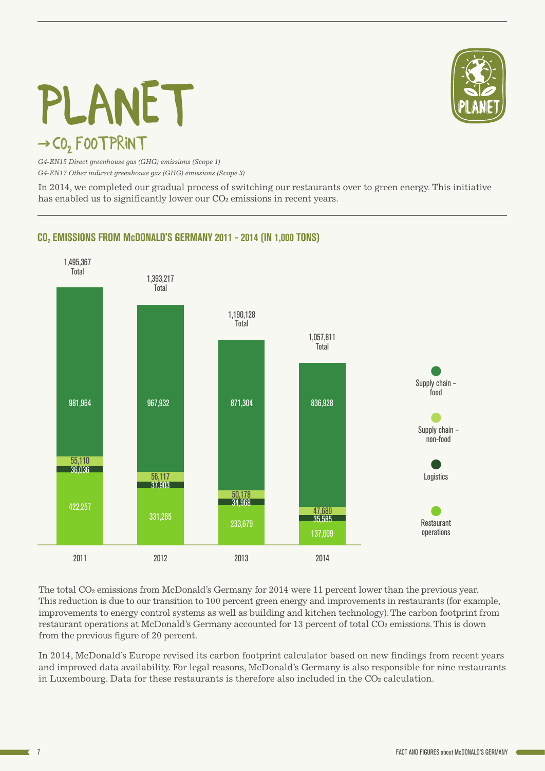# PLANET

## → $CO_2$ FOOTPRINT

*G4-EN15 Direct greenhouse gas (GHG) emissions (Scope 1)*

*G4-EN17 Other indirect greenhouse gas (GHG) emissions (Scope 3)*

In 2014, we completed our gradual process of switching our restaurants over to green energy. This initiative has enabled us to significantly lower our $CO_2$ emissions in recent years.

### $CO_2$ EMISSIONS FROM McDONALD'S GERMANY 2011 - 2014 (IN 1,000 TONS)

| | 2011 | 2012 | 2013 | 2014 |
|---|---|---|---|---|
| Supply chain – food | 981,964 | 967,932 | 871,304 | 836,928 |
| Supply chain – non-food | 55,110 | 56,117 | 50,178 | 47,689 |
| Logistics | 36,036 | 37,903 | 34,968 | 35,585 |
| Restaurant operations | 422,257 | 331,265 | 233,679 | 137,609 |
| Total | 1,495,367 | 1,393,217 | 1,190,128 | 1,057,811 |

The total $CO_2$ emissions from McDonald's Germany for 2014 were 11 percent lower than the previous year. This reduction is due to our transition to 100 percent green energy and improvements in restaurants (for example, improvements to energy control systems as well as building and kitchen technology). The carbon footprint from restaurant operations at McDonald's Germany accounted for 13 percent of total $CO_2$ emissions. This is down from the previous figure of 20 percent.

In 2014, McDonald's Europe revised its carbon footprint calculator based on new findings from recent years and improved data availability. For legal reasons, McDonald's Germany is also responsible for nine restaurants in Luxembourg. Data for these restaurants is therefore also included in the $CO_2$ calculation.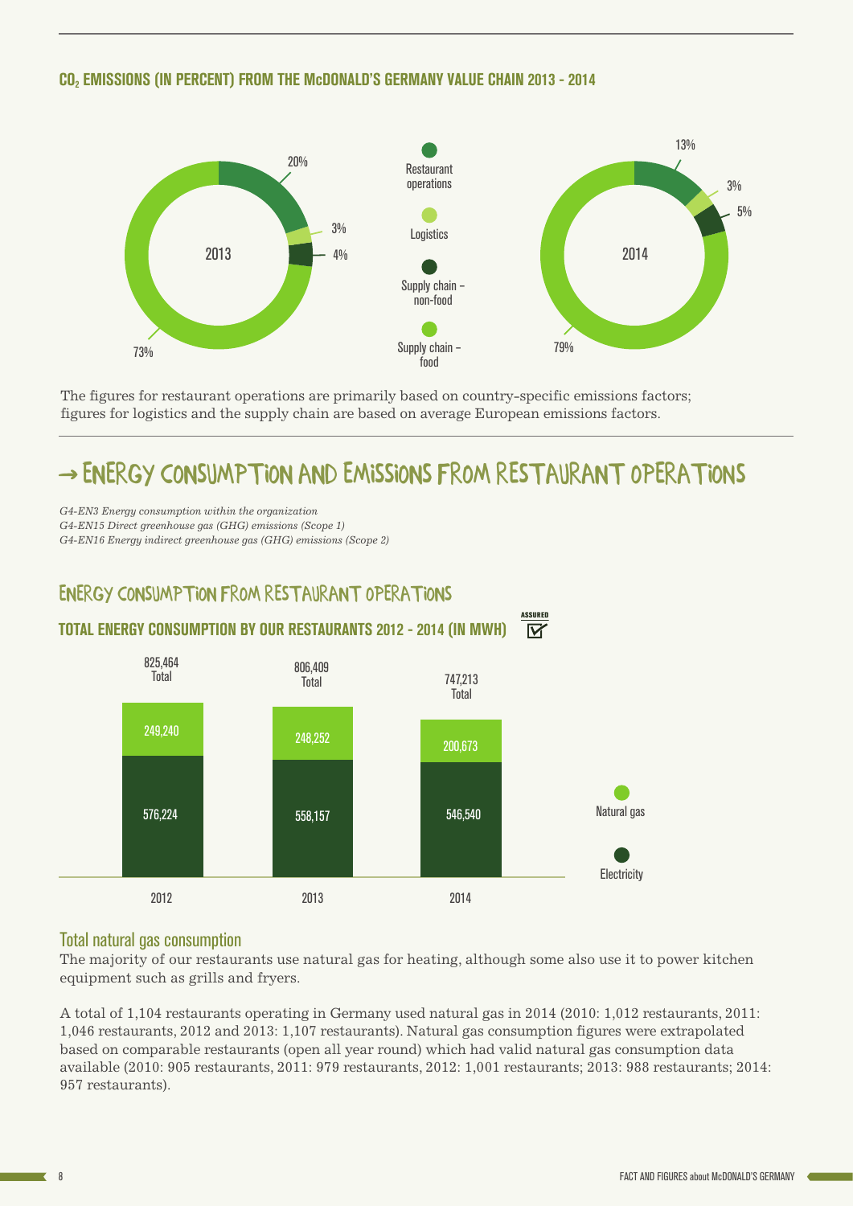### $CO_2$ EMISSIONS (IN PERCENT) FROM THE McDONALD'S GERMANY VALUE CHAIN 2013 - 2014

| | 2013 | 2014 |
|---|---|---|
| Restaurant operations | 20% | 13% |
| Logistics | 3% | 3% |
| Supply chain – non-food | 4% | 5% |
| Supply chain – food | 73% | 79% |

The figures for restaurant operations are primarily based on country-specific emissions factors; figures for logistics and the supply chain are based on average European emissions factors.

# → ENERGY CONSUMPTION AND EMISSIONS FROM RESTAURANT OPERATIONS

*G4-EN3 Energy consumption within the organization*
*G4-EN15 Direct greenhouse gas (GHG) emissions (Scope 1)*
*G4-EN16 Energy indirect greenhouse gas (GHG) emissions (Scope 2)*

## ENERGY CONSUMPTION FROM RESTAURANT OPERATIONS

### TOTAL ENERGY CONSUMPTION BY OUR RESTAURANTS 2012 - 2014 (IN MWH)

ASSURED

| | 2012 | 2013 | 2014 |
|---|---|---|---|
| Natural gas | 249,240 | 248,252 | 200,673 |
| Electricity | 576,224 | 558,157 | 546,540 |
| Total | 825,464 | 806,409 | 747,213 |

### Total natural gas consumption

The majority of our restaurants use natural gas for heating, although some also use it to power kitchen equipment such as grills and fryers.

A total of 1,104 restaurants operating in Germany used natural gas in 2014 (2010: 1,012 restaurants, 2011: 1,046 restaurants, 2012 and 2013: 1,107 restaurants). Natural gas consumption figures were extrapolated based on comparable restaurants (open all year round) which had valid natural gas consumption data available (2010: 905 restaurants, 2011: 979 restaurants, 2012: 1,001 restaurants; 2013: 988 restaurants; 2014: 957 restaurants).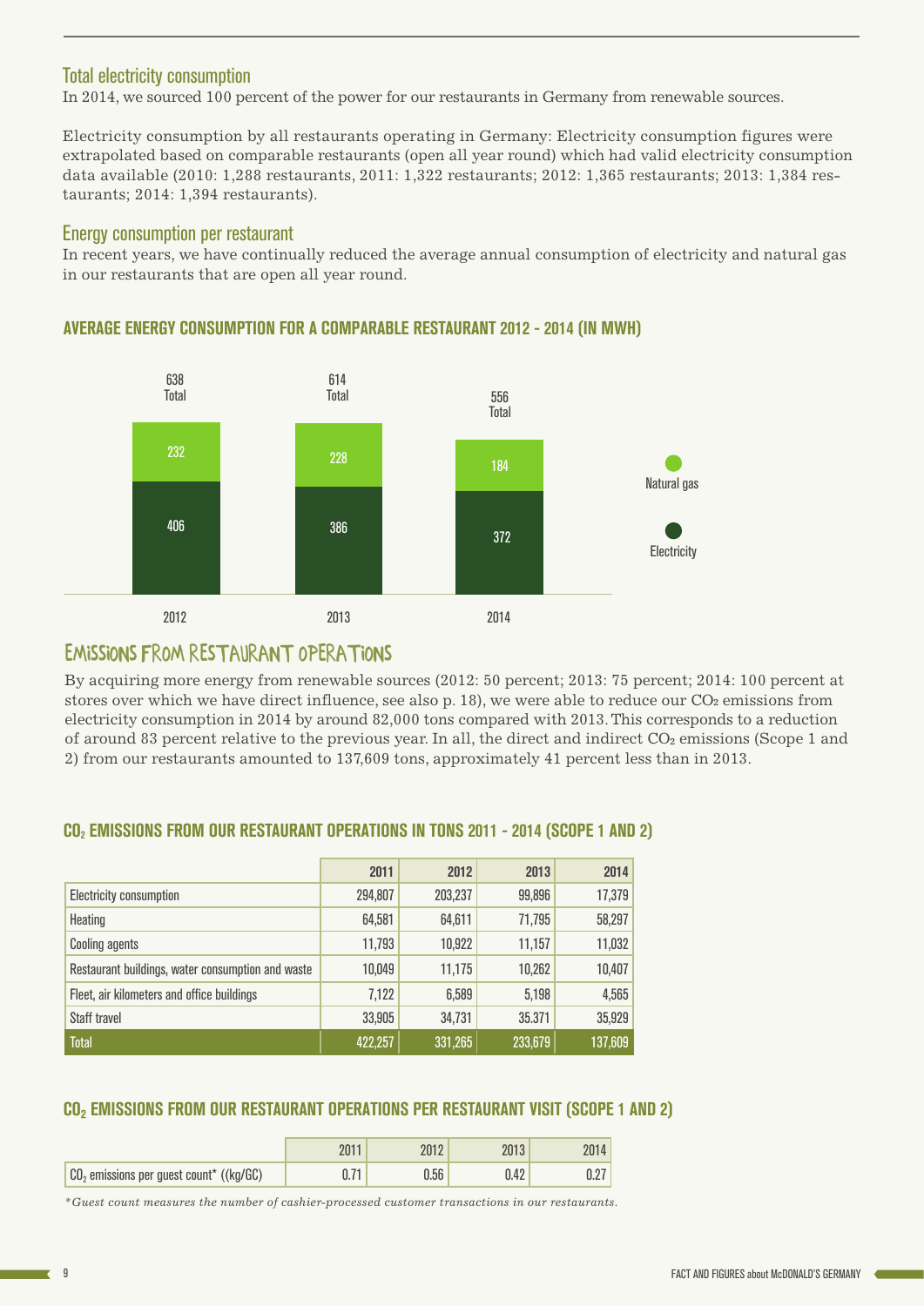## Total electricity consumption

In 2014, we sourced 100 percent of the power for our restaurants in Germany from renewable sources.

Electricity consumption by all restaurants operating in Germany: Electricity consumption figures were extrapolated based on comparable restaurants (open all year round) which had valid electricity consumption data available (2010: 1,288 restaurants, 2011: 1,322 restaurants; 2012: 1,365 restaurants; 2013: 1,384 restaurants; 2014: 1,394 restaurants).

## Energy consumption per restaurant

In recent years, we have continually reduced the average annual consumption of electricity and natural gas in our restaurants that are open all year round.

### AVERAGE ENERGY CONSUMPTION FOR A COMPARABLE RESTAURANT 2012 - 2014 (IN MWH)

| | 2012 | 2013 | 2014 |
|---|---|---|---|
| Natural gas | 232 | 228 | 184 |
| Electricity | 406 | 386 | 372 |
| Total | 638 | 614 | 556 |

# EMISSIONS FROM RESTAURANT OPERATIONS

By acquiring more energy from renewable sources (2012: 50 percent; 2013: 75 percent; 2014: 100 percent at stores over which we have direct influence, see also p. 18), we were able to reduce our $CO_2$ emissions from electricity consumption in 2014 by around 82,000 tons compared with 2013. This corresponds to a reduction of around 83 percent relative to the previous year. In all, the direct and indirect $CO_2$ emissions (Scope 1 and 2) from our restaurants amounted to 137,609 tons, approximately 41 percent less than in 2013.

### $CO_2$ EMISSIONS FROM OUR RESTAURANT OPERATIONS IN TONS 2011 - 2014 (SCOPE 1 AND 2)

| | 2011 | 2012 | 2013 | 2014 |
|---|---|---|---|---|
| Electricity consumption | 294,807 | 203,237 | 99,896 | 17,379 |
| Heating | 64,581 | 64,611 | 71,795 | 58,297 |
| Cooling agents | 11,793 | 10,922 | 11,157 | 11,032 |
| Restaurant buildings, water consumption and waste | 10,049 | 11,175 | 10,262 | 10,407 |
| Fleet, air kilometers and office buildings | 7,122 | 6,589 | 5,198 | 4,565 |
| Staff travel | 33,905 | 34,731 | 35.371 | 35,929 |
| **Total** | **422,257** | **331,265** | **233,679** | **137,609** |

### $CO_2$ EMISSIONS FROM OUR RESTAURANT OPERATIONS PER RESTAURANT VISIT (SCOPE 1 AND 2)

| | 2011 | 2012 | 2013 | 2014 |
|---|---|---|---|---|
| $CO_2$ emissions per guest count* ((kg/GC) | 0.71 | 0.56 | 0.42 | 0.27 |

*\*Guest count measures the number of cashier-processed customer transactions in our restaurants.*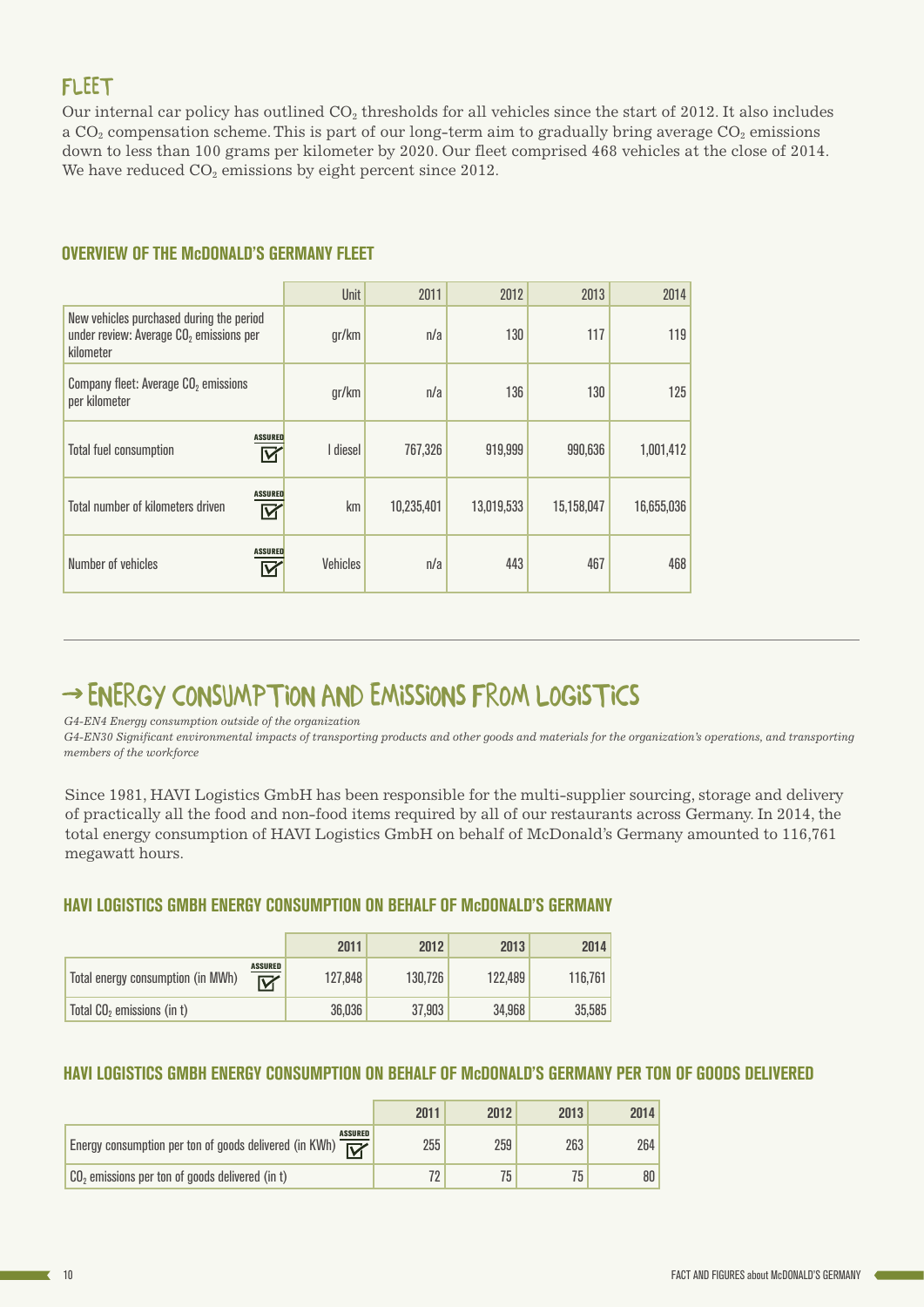## FLEET

Our internal car policy has outlined $CO_2$ thresholds for all vehicles since the start of 2012. It also includes a $CO_2$ compensation scheme. This is part of our long-term aim to gradually bring average $CO_2$ emissions down to less than 100 grams per kilometer by 2020. Our fleet comprised 468 vehicles at the close of 2014. We have reduced $CO_2$ emissions by eight percent since 2012.

### OVERVIEW OF THE McDONALD'S GERMANY FLEET

| | Unit | 2011 | 2012 | 2013 | 2014 |
|---|---|---|---|---|---|
| New vehicles purchased during the period under review: Average $CO_2$ emissions per kilometer | gr/km | n/a | 130 | 117 | 119 |
| Company fleet: Average $CO_2$ emissions per kilometer | gr/km | n/a | 136 | 130 | 125 |
| Total fuel consumption (ASSURED) | l diesel | 767,326 | 919,999 | 990,636 | 1,001,412 |
| Total number of kilometers driven (ASSURED) | km | 10,235,401 | 13,019,533 | 15,158,047 | 16,655,036 |
| Number of vehicles (ASSURED) | Vehicles | n/a | 443 | 467 | 468 |

## → ENERGY CONSUMPTION AND EMISSIONS FROM LOGISTICS

*G4-EN4 Energy consumption outside of the organization*
*G4-EN30 Significant environmental impacts of transporting products and other goods and materials for the organization's operations, and transporting members of the workforce*

Since 1981, HAVI Logistics GmbH has been responsible for the multi-supplier sourcing, storage and delivery of practically all the food and non-food items required by all of our restaurants across Germany. In 2014, the total energy consumption of HAVI Logistics GmbH on behalf of McDonald's Germany amounted to 116,761 megawatt hours.

### HAVI LOGISTICS GMBH ENERGY CONSUMPTION ON BEHALF OF McDONALD'S GERMANY

| | 2011 | 2012 | 2013 | 2014 |
|---|---|---|---|---|
| Total energy consumption (in MWh) (ASSURED) | 127,848 | 130,726 | 122,489 | 116,761 |
| Total $CO_2$ emissions (in t) | 36,036 | 37,903 | 34,968 | 35,585 |

### HAVI LOGISTICS GMBH ENERGY CONSUMPTION ON BEHALF OF McDONALD'S GERMANY PER TON OF GOODS DELIVERED

| | 2011 | 2012 | 2013 | 2014 |
|---|---|---|---|---|
| Energy consumption per ton of goods delivered (in KWh) (ASSURED) | 255 | 259 | 263 | 264 |
| $CO_2$ emissions per ton of goods delivered (in t) | 72 | 75 | 75 | 80 |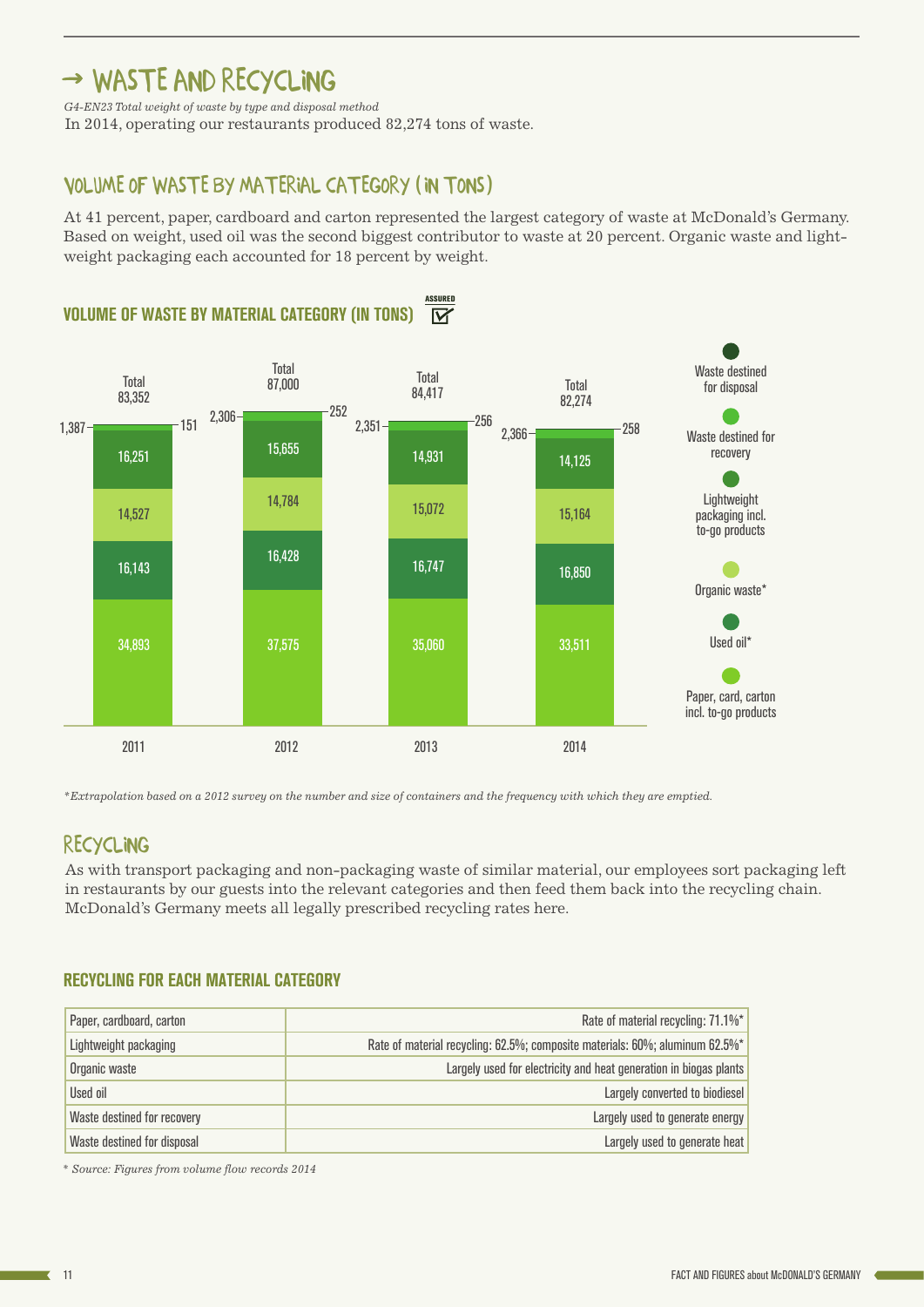# → WASTE AND RECYCLING

*G4-EN23 Total weight of waste by type and disposal method*

In 2014, operating our restaurants produced 82,274 tons of waste.

## VOLUME OF WASTE BY MATERIAL CATEGORY (IN TONS)

At 41 percent, paper, cardboard and carton represented the largest category of waste at McDonald's Germany. Based on weight, used oil was the second biggest contributor to waste at 20 percent. Organic waste and lightweight packaging each accounted for 18 percent by weight.

**VOLUME OF WASTE BY MATERIAL CATEGORY (IN TONS)** ASSURED

| | 2011 | 2012 | 2013 | 2014 |
|---|---|---|---|---|
| Waste destined for disposal | 151 | 252 | 256 | 258 |
| Waste destined for recovery | 1,387 | 2,306 | 2,351 | 2,366 |
| Lightweight packaging incl. to-go products | 16,251 | 15,655 | 14,931 | 14,125 |
| Organic waste* | 14,527 | 14,784 | 15,072 | 15,164 |
| Used oil* | 16,143 | 16,428 | 16,747 | 16,850 |
| Paper, card, carton incl. to-go products | 34,893 | 37,575 | 35,060 | 33,511 |
| Total | 83,352 | 87,000 | 84,417 | 82,274 |

*\*Extrapolation based on a 2012 survey on the number and size of containers and the frequency with which they are emptied.*

## RECYCLING

As with transport packaging and non-packaging waste of similar material, our employees sort packaging left in restaurants by our guests into the relevant categories and then feed them back into the recycling chain. McDonald's Germany meets all legally prescribed recycling rates here.

### RECYCLING FOR EACH MATERIAL CATEGORY

| Material category | Recycling |
|---|---|
| Paper, cardboard, carton | Rate of material recycling: 71.1%* |
| Lightweight packaging | Rate of material recycling: 62.5%; composite materials: 60%; aluminum 62.5%* |
| Organic waste | Largely used for electricity and heat generation in biogas plants |
| Used oil | Largely converted to biodiesel |
| Waste destined for recovery | Largely used to generate energy |
| Waste destined for disposal | Largely used to generate heat |

*\* Source: Figures from volume flow records 2014*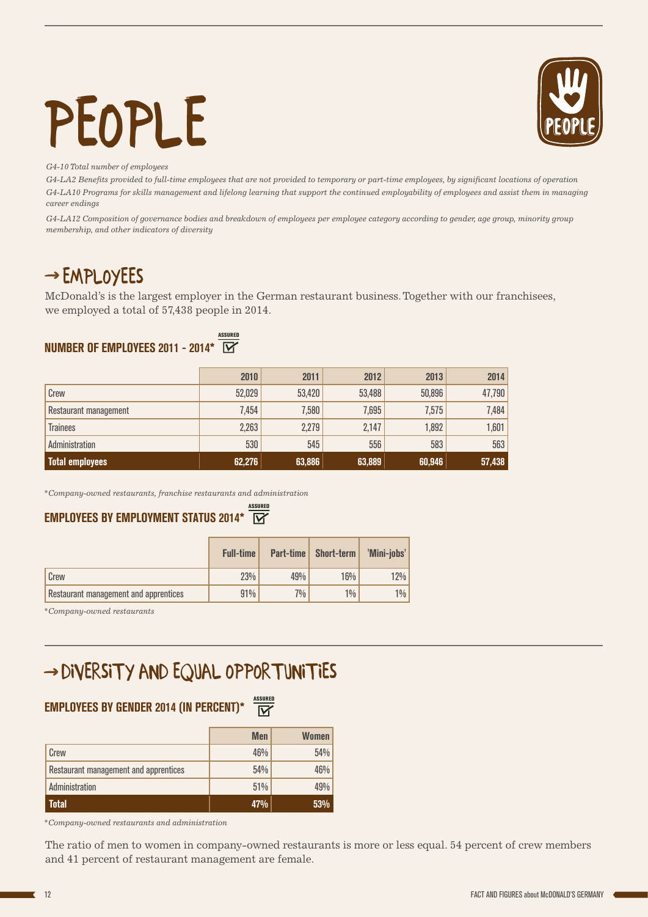# PEOPLE

*G4-10 Total number of employees*

*G4-LA2 Benefits provided to full-time employees that are not provided to temporary or part-time employees, by significant locations of operation*

*G4-LA10 Programs for skills management and lifelong learning that support the continued employability of employees and assist them in managing career endings*

*G4-LA12 Composition of governance bodies and breakdown of employees per employee category according to gender, age group, minority group membership, and other indicators of diversity*

## → EMPLOYEES

McDonald's is the largest employer in the German restaurant business. Together with our franchisees, we employed a total of 57,438 people in 2014.

### NUMBER OF EMPLOYEES 2011 - 2014* (ASSURED)

| | 2010 | 2011 | 2012 | 2013 | 2014 |
|---|---|---|---|---|---|
| Crew | 52,029 | 53,420 | 53,488 | 50,896 | 47,790 |
| Restaurant management | 7,454 | 7,580 | 7,695 | 7,575 | 7,484 |
| Trainees | 2,263 | 2,279 | 2,147 | 1,892 | 1,601 |
| Administration | 530 | 545 | 556 | 583 | 563 |
| **Total employees** | **62,276** | **63,886** | **63,889** | **60,946** | **57,438** |

*Company-owned restaurants, franchise restaurants and administration

### EMPLOYEES BY EMPLOYMENT STATUS 2014* (ASSURED)

| | Full-time | Part-time | Short-term | 'Mini-jobs' |
|---|---|---|---|---|
| Crew | 23% | 49% | 16% | 12% |
| Restaurant management and apprentices | 91% | 7% | 1% | 1% |

*Company-owned restaurants

## → DIVERSITY AND EQUAL OPPORTUNITIES

### EMPLOYEES BY GENDER 2014 (IN PERCENT)* (ASSURED)

| | Men | Women |
|---|---|---|
| Crew | 46% | 54% |
| Restaurant management and apprentices | 54% | 46% |
| Administration | 51% | 49% |
| **Total** | **47%** | **53%** |

*Company-owned restaurants and administration

The ratio of men to women in company-owned restaurants is more or less equal. 54 percent of crew members and 41 percent of restaurant management are female.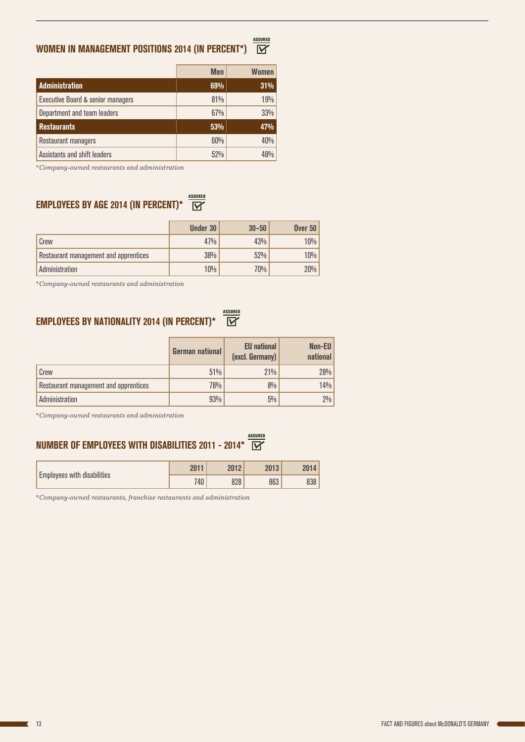## WOMEN IN MANAGEMENT POSITIONS 2014 (IN PERCENT*) ASSURED

| | Men | Women |
|---|---|---|
| **Administration** | **69%** | **31%** |
| Executive Board & senior managers | 81% | 19% |
| Department and team leaders | 67% | 33% |
| **Restaurants** | **53%** | **47%** |
| Restaurant managers | 60% | 40% |
| Assistants and shift leaders | 52% | 48% |

**Company-owned restaurants and administration*

## EMPLOYEES BY AGE 2014 (IN PERCENT)* ASSURED

| | Under 30 | 30–50 | Over 50 |
|---|---|---|---|
| Crew | 47% | 43% | 10% |
| Restaurant management and apprentices | 38% | 52% | 10% |
| Administration | 10% | 70% | 20% |

**Company-owned restaurants and administration*

## EMPLOYEES BY NATIONALITY 2014 (IN PERCENT)* ASSURED

| | German national | EU national (excl. Germany) | Non-EU national |
|---|---|---|---|
| Crew | 51% | 21% | 28% |
| Restaurant management and apprentices | 78% | 8% | 14% |
| Administration | 93% | 5% | 2% |

**Company-owned restaurants and administration*

## NUMBER OF EMPLOYEES WITH DISABILITIES 2011 - 2014* ASSURED

| | 2011 | 2012 | 2013 | 2014 |
|---|---|---|---|---|
| Employees with disabilities | 740 | 828 | 863 | 838 |

**Company-owned restaurants, franchise restaurants and administration*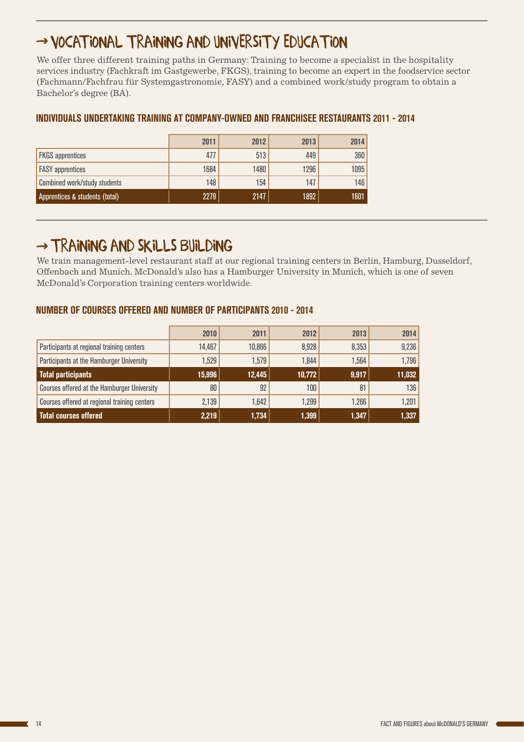## → VOCATIONAL TRAINING AND UNIVERSITY EDUCATION

We offer three different training paths in Germany: Training to become a specialist in the hospitality services industry (Fachkraft im Gastgewerbe, FKGS), training to become an expert in the foodservice sector (Fachmann/Fachfrau für Systemgastronomie, FASY) and a combined work/study program to obtain a Bachelor's degree (BA).

### INDIVIDUALS UNDERTAKING TRAINING AT COMPANY-OWNED AND FRANCHISEE RESTAURANTS 2011 - 2014

| | 2011 | 2012 | 2013 | 2014 |
|---|---|---|---|---|
| FKGS apprentices | 477 | 513 | 449 | 360 |
| FASY apprentices | 1684 | 1480 | 1296 | 1095 |
| Combined work/study students | 148 | 154 | 147 | 146 |
| **Apprentices & students (total)** | **2279** | **2147** | **1892** | **1601** |

## → TRAINING AND SKILLS BUILDING

We train management-level restaurant staff at our regional training centers in Berlin, Hamburg, Dusseldorf, Offenbach and Munich. McDonald's also has a Hamburger University in Munich, which is one of seven McDonald's Corporation training centers worldwide.

### NUMBER OF COURSES OFFERED AND NUMBER OF PARTICIPANTS 2010 - 2014

| | 2010 | 2011 | 2012 | 2013 | 2014 |
|---|---|---|---|---|---|
| Participants at regional training centers | 14,467 | 10,866 | 8,928 | 8,353 | 9,236 |
| Participants at the Hamburger University | 1,529 | 1,579 | 1,844 | 1,564 | 1,796 |
| **Total participants** | **15,996** | **12,445** | **10,772** | **9,917** | **11,032** |
| Courses offered at the Hamburger University | 80 | 92 | 100 | 81 | 136 |
| Courses offered at regional training centers | 2,139 | 1,642 | 1,299 | 1,266 | 1,201 |
| **Total courses offered** | **2,219** | **1,734** | **1,399** | **1,347** | **1,337** |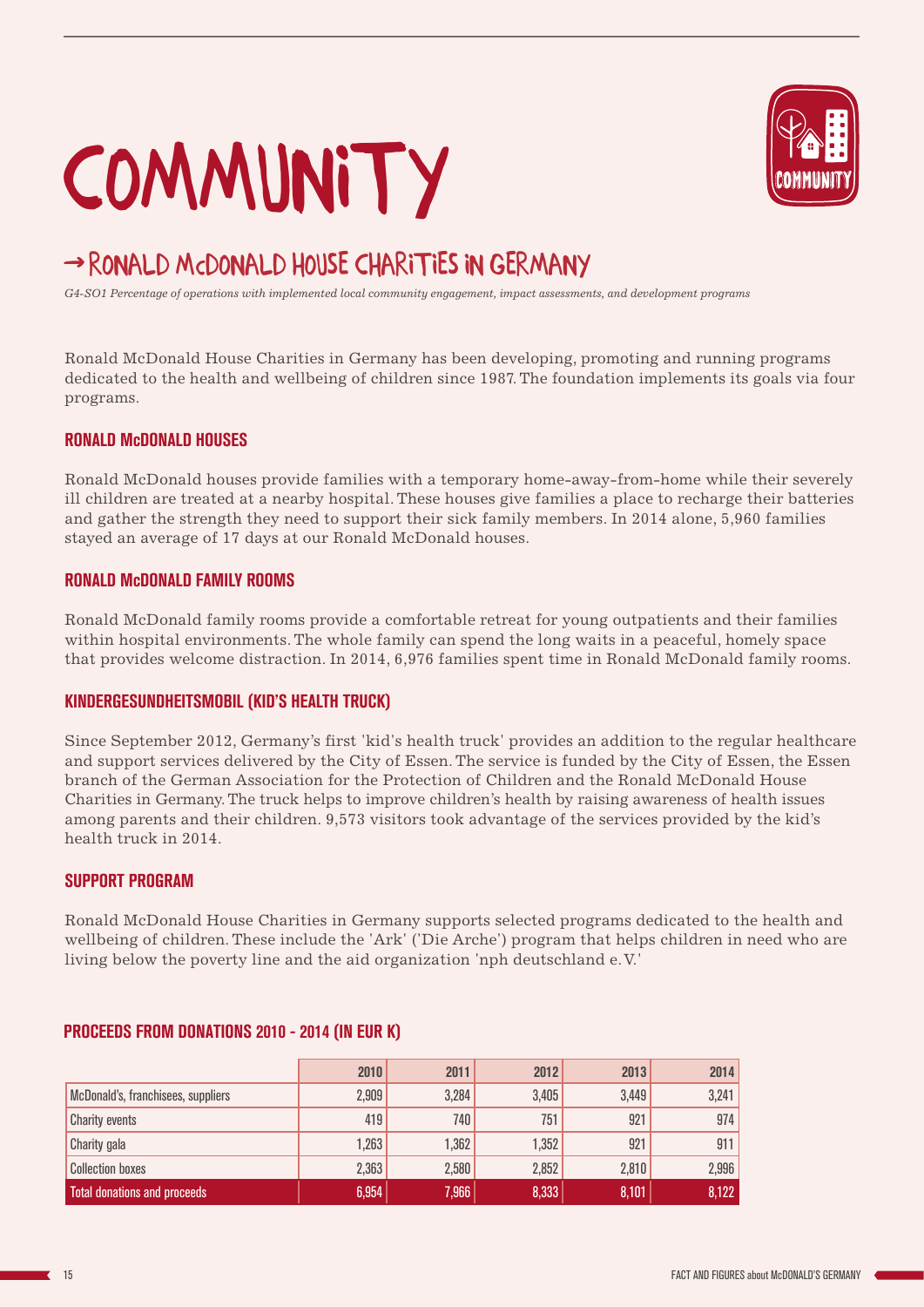# COMMUNITY

## → RONALD McDONALD HOUSE CHARITIES IN GERMANY

*G4-SO1 Percentage of operations with implemented local community engagement, impact assessments, and development programs*

Ronald McDonald House Charities in Germany has been developing, promoting and running programs dedicated to the health and wellbeing of children since 1987. The foundation implements its goals via four programs.

### RONALD McDONALD HOUSES

Ronald McDonald houses provide families with a temporary home-away-from-home while their severely ill children are treated at a nearby hospital. These houses give families a place to recharge their batteries and gather the strength they need to support their sick family members. In 2014 alone, 5,960 families stayed an average of 17 days at our Ronald McDonald houses.

### RONALD McDONALD FAMILY ROOMS

Ronald McDonald family rooms provide a comfortable retreat for young outpatients and their families within hospital environments. The whole family can spend the long waits in a peaceful, homely space that provides welcome distraction. In 2014, 6,976 families spent time in Ronald McDonald family rooms.

### KINDERGESUNDHEITSMOBIL (KID'S HEALTH TRUCK)

Since September 2012, Germany's first 'kid's health truck' provides an addition to the regular healthcare and support services delivered by the City of Essen. The service is funded by the City of Essen, the Essen branch of the German Association for the Protection of Children and the Ronald McDonald House Charities in Germany. The truck helps to improve children's health by raising awareness of health issues among parents and their children. 9,573 visitors took advantage of the services provided by the kid's health truck in 2014.

### SUPPORT PROGRAM

Ronald McDonald House Charities in Germany supports selected programs dedicated to the health and wellbeing of children. These include the 'Ark' ('Die Arche') program that helps children in need who are living below the poverty line and the aid organization 'nph deutschland e.V.'

### PROCEEDS FROM DONATIONS 2010 - 2014 (IN EUR K)

| | 2010 | 2011 | 2012 | 2013 | 2014 |
|---|---|---|---|---|---|
| McDonald's, franchisees, suppliers | 2,909 | 3,284 | 3,405 | 3,449 | 3,241 |
| Charity events | 419 | 740 | 751 | 921 | 974 |
| Charity gala | 1,263 | 1,362 | 1,352 | 921 | 911 |
| Collection boxes | 2,363 | 2,580 | 2,852 | 2,810 | 2,996 |
| **Total donations and proceeds** | **6,954** | **7,966** | **8,333** | **8,101** | **8,122** |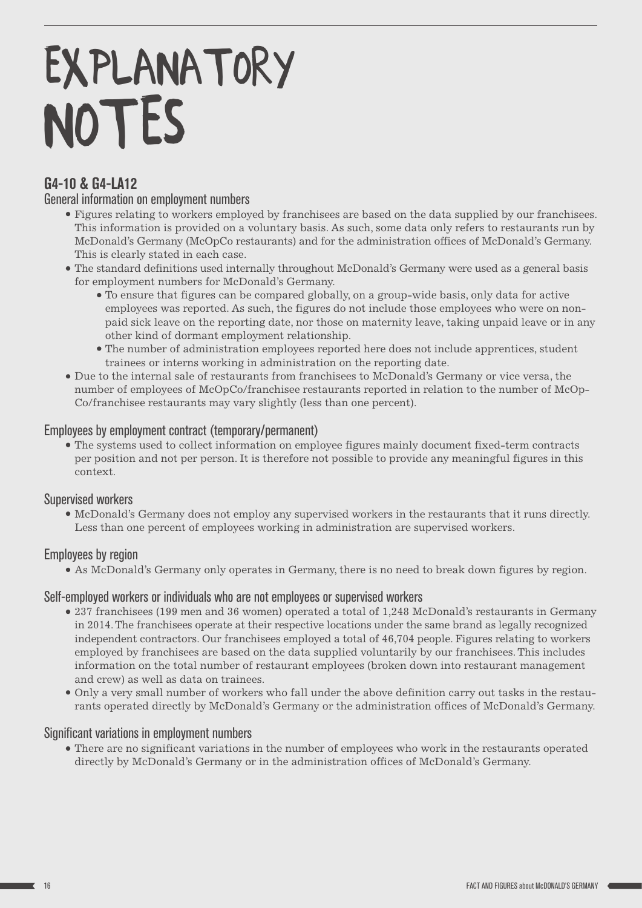# EXPLANATORY NOTES

## G4-10 & G4-LA12

### General information on employment numbers

- Figures relating to workers employed by franchisees are based on the data supplied by our franchisees. This information is provided on a voluntary basis. As such, some data only refers to restaurants run by McDonald's Germany (McOpCo restaurants) and for the administration offices of McDonald's Germany. This is clearly stated in each case.
- The standard definitions used internally throughout McDonald's Germany were used as a general basis for employment numbers for McDonald's Germany.
  - To ensure that figures can be compared globally, on a group-wide basis, only data for active employees was reported. As such, the figures do not include those employees who were on non-paid sick leave on the reporting date, nor those on maternity leave, taking unpaid leave or in any other kind of dormant employment relationship.
  - The number of administration employees reported here does not include apprentices, student trainees or interns working in administration on the reporting date.
- Due to the internal sale of restaurants from franchisees to McDonald's Germany or vice versa, the number of employees of McOpCo/franchisee restaurants reported in relation to the number of McOpCo/franchisee restaurants may vary slightly (less than one percent).

### Employees by employment contract (temporary/permanent)

- The systems used to collect information on employee figures mainly document fixed-term contracts per position and not per person. It is therefore not possible to provide any meaningful figures in this context.

### Supervised workers

- McDonald's Germany does not employ any supervised workers in the restaurants that it runs directly. Less than one percent of employees working in administration are supervised workers.

### Employees by region

- As McDonald's Germany only operates in Germany, there is no need to break down figures by region.

### Self-employed workers or individuals who are not employees or supervised workers

- 237 franchisees (199 men and 36 women) operated a total of 1,248 McDonald's restaurants in Germany in 2014. The franchisees operate at their respective locations under the same brand as legally recognized independent contractors. Our franchisees employed a total of 46,704 people. Figures relating to workers employed by franchisees are based on the data supplied voluntarily by our franchisees. This includes information on the total number of restaurant employees (broken down into restaurant management and crew) as well as data on trainees.
- Only a very small number of workers who fall under the above definition carry out tasks in the restaurants operated directly by McDonald's Germany or the administration offices of McDonald's Germany.

### Significant variations in employment numbers

- There are no significant variations in the number of employees who work in the restaurants operated directly by McDonald's Germany or in the administration offices of McDonald's Germany.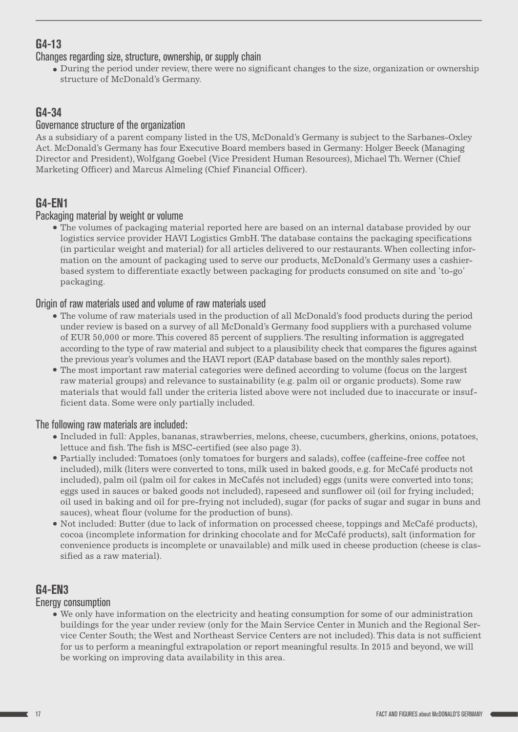## G4-13

### Changes regarding size, structure, ownership, or supply chain

- During the period under review, there were no significant changes to the size, organization or ownership structure of McDonald's Germany.

## G4-34

### Governance structure of the organization

As a subsidiary of a parent company listed in the US, McDonald's Germany is subject to the Sarbanes-Oxley Act. McDonald's Germany has four Executive Board members based in Germany: Holger Beeck (Managing Director and President), Wolfgang Goebel (Vice President Human Resources), Michael Th. Werner (Chief Marketing Officer) and Marcus Almeling (Chief Financial Officer).

## G4-EN1

### Packaging material by weight or volume

- The volumes of packaging material reported here are based on an internal database provided by our logistics service provider HAVI Logistics GmbH. The database contains the packaging specifications (in particular weight and material) for all articles delivered to our restaurants. When collecting information on the amount of packaging used to serve our products, McDonald's Germany uses a cashier-based system to differentiate exactly between packaging for products consumed on site and 'to-go' packaging.

### Origin of raw materials used and volume of raw materials used

- The volume of raw materials used in the production of all McDonald's food products during the period under review is based on a survey of all McDonald's Germany food suppliers with a purchased volume of EUR 50,000 or more. This covered 85 percent of suppliers. The resulting information is aggregated according to the type of raw material and subject to a plausibility check that compares the figures against the previous year's volumes and the HAVI report (EAP database based on the monthly sales report).
- The most important raw material categories were defined according to volume (focus on the largest raw material groups) and relevance to sustainability (e.g. palm oil or organic products). Some raw materials that would fall under the criteria listed above were not included due to inaccurate or insufficient data. Some were only partially included.

### The following raw materials are included:

- Included in full: Apples, bananas, strawberries, melons, cheese, cucumbers, gherkins, onions, potatoes, lettuce and fish. The fish is MSC-certified (see also page 3).
- Partially included: Tomatoes (only tomatoes for burgers and salads), coffee (caffeine-free coffee not included), milk (liters were converted to tons, milk used in baked goods, e.g. for McCafé products not included), palm oil (palm oil for cakes in McCafés not included) eggs (units were converted into tons; eggs used in sauces or baked goods not included), rapeseed and sunflower oil (oil for frying included; oil used in baking and oil for pre-frying not included), sugar (for packs of sugar and sugar in buns and sauces), wheat flour (volume for the production of buns).
- Not included: Butter (due to lack of information on processed cheese, toppings and McCafé products), cocoa (incomplete information for drinking chocolate and for McCafé products), salt (information for convenience products is incomplete or unavailable) and milk used in cheese production (cheese is classified as a raw material).

## G4-EN3

### Energy consumption

- We only have information on the electricity and heating consumption for some of our administration buildings for the year under review (only for the Main Service Center in Munich and the Regional Service Center South; the West and Northeast Service Centers are not included). This data is not sufficient for us to perform a meaningful extrapolation or report meaningful results. In 2015 and beyond, we will be working on improving data availability in this area.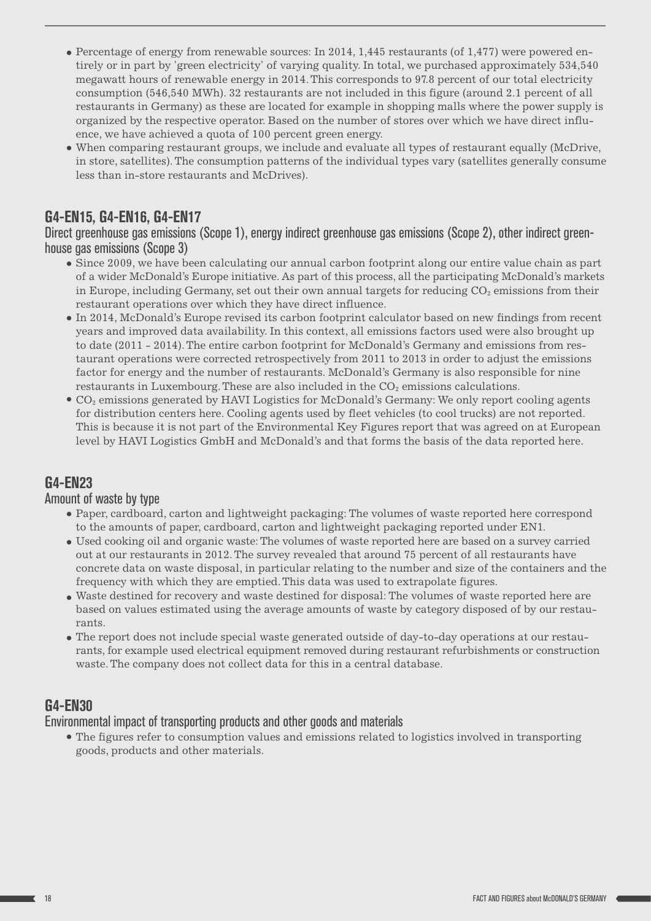- Percentage of energy from renewable sources: In 2014, 1,445 restaurants (of 1,477) were powered entirely or in part by 'green electricity' of varying quality. In total, we purchased approximately 534,540 megawatt hours of renewable energy in 2014. This corresponds to 97.8 percent of our total electricity consumption (546,540 MWh). 32 restaurants are not included in this figure (around 2.1 percent of all restaurants in Germany) as these are located for example in shopping malls where the power supply is organized by the respective operator. Based on the number of stores over which we have direct influence, we have achieved a quota of 100 percent green energy.
- When comparing restaurant groups, we include and evaluate all types of restaurant equally (McDrive, in store, satellites). The consumption patterns of the individual types vary (satellites generally consume less than in-store restaurants and McDrives).

## G4-EN15, G4-EN16, G4-EN17

### Direct greenhouse gas emissions (Scope 1), energy indirect greenhouse gas emissions (Scope 2), other indirect greenhouse gas emissions (Scope 3)

- Since 2009, we have been calculating our annual carbon footprint along our entire value chain as part of a wider McDonald's Europe initiative. As part of this process, all the participating McDonald's markets in Europe, including Germany, set out their own annual targets for reducing $CO_2$ emissions from their restaurant operations over which they have direct influence.
- In 2014, McDonald's Europe revised its carbon footprint calculator based on new findings from recent years and improved data availability. In this context, all emissions factors used were also brought up to date (2011 - 2014). The entire carbon footprint for McDonald's Germany and emissions from restaurant operations were corrected retrospectively from 2011 to 2013 in order to adjust the emissions factor for energy and the number of restaurants. McDonald's Germany is also responsible for nine restaurants in Luxembourg. These are also included in the $CO_2$ emissions calculations.
- $CO_2$ emissions generated by HAVI Logistics for McDonald's Germany: We only report cooling agents for distribution centers here. Cooling agents used by fleet vehicles (to cool trucks) are not reported. This is because it is not part of the Environmental Key Figures report that was agreed on at European level by HAVI Logistics GmbH and McDonald's and that forms the basis of the data reported here.

## G4-EN23

### Amount of waste by type

- Paper, cardboard, carton and lightweight packaging: The volumes of waste reported here correspond to the amounts of paper, cardboard, carton and lightweight packaging reported under EN1.
- Used cooking oil and organic waste: The volumes of waste reported here are based on a survey carried out at our restaurants in 2012. The survey revealed that around 75 percent of all restaurants have concrete data on waste disposal, in particular relating to the number and size of the containers and the frequency with which they are emptied. This data was used to extrapolate figures.
- Waste destined for recovery and waste destined for disposal: The volumes of waste reported here are based on values estimated using the average amounts of waste by category disposed of by our restaurants.
- The report does not include special waste generated outside of day-to-day operations at our restaurants, for example used electrical equipment removed during restaurant refurbishments or construction waste. The company does not collect data for this in a central database.

## G4-EN30

### Environmental impact of transporting products and other goods and materials

- The figures refer to consumption values and emissions related to logistics involved in transporting goods, products and other materials.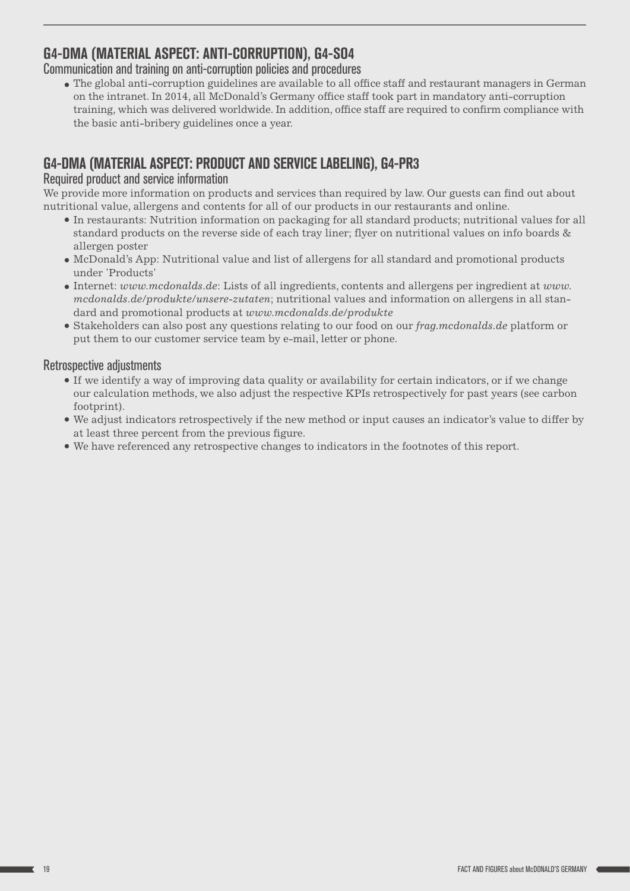## G4-DMA (MATERIAL ASPECT: ANTI-CORRUPTION), G4-SO4

### Communication and training on anti-corruption policies and procedures

- The global anti-corruption guidelines are available to all office staff and restaurant managers in German on the intranet. In 2014, all McDonald's Germany office staff took part in mandatory anti-corruption training, which was delivered worldwide. In addition, office staff are required to confirm compliance with the basic anti-bribery guidelines once a year.

## G4-DMA (MATERIAL ASPECT: PRODUCT AND SERVICE LABELING), G4-PR3

### Required product and service information

We provide more information on products and services than required by law. Our guests can find out about nutritional value, allergens and contents for all of our products in our restaurants and online.

- In restaurants: Nutrition information on packaging for all standard products; nutritional values for all standard products on the reverse side of each tray liner; flyer on nutritional values on info boards & allergen poster
- McDonald's App: Nutritional value and list of allergens for all standard and promotional products under 'Products'
- Internet: *www.mcdonalds.de*: Lists of all ingredients, contents and allergens per ingredient at *www.mcdonalds.de/produkte/unsere-zutaten*; nutritional values and information on allergens in all standard and promotional products at *www.mcdonalds.de/produkte*
- Stakeholders can also post any questions relating to our food on our *frag.mcdonalds.de* platform or put them to our customer service team by e-mail, letter or phone.

### Retrospective adjustments

- If we identify a way of improving data quality or availability for certain indicators, or if we change our calculation methods, we also adjust the respective KPIs retrospectively for past years (see carbon footprint).
- We adjust indicators retrospectively if the new method or input causes an indicator's value to differ by at least three percent from the previous figure.
- We have referenced any retrospective changes to indicators in the footnotes of this report.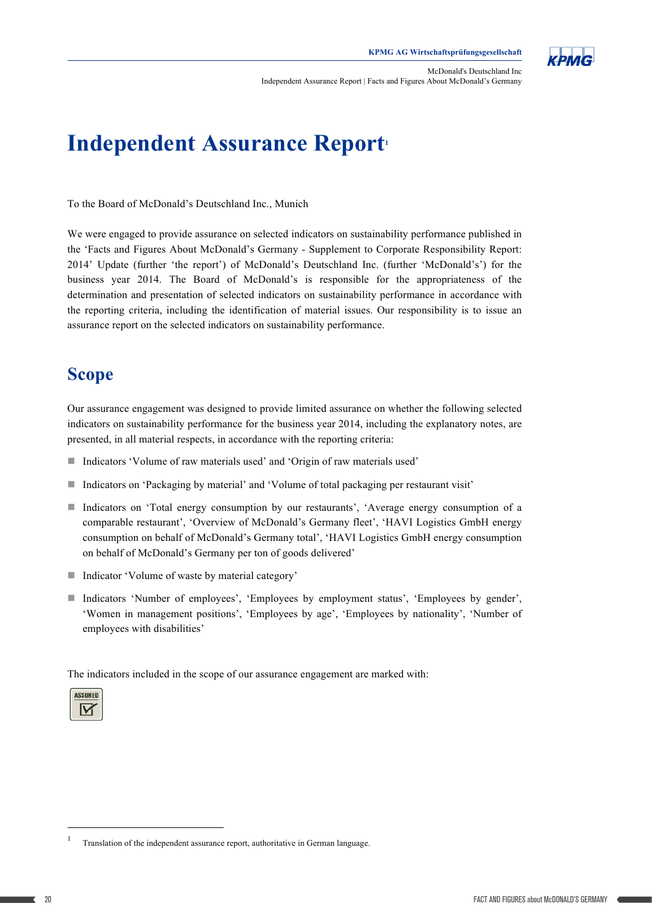# Independent Assurance Report[1]

To the Board of McDonald's Deutschland Inc., Munich

We were engaged to provide assurance on selected indicators on sustainability performance published in the 'Facts and Figures About McDonald's Germany - Supplement to Corporate Responsibility Report: 2014' Update (further 'the report') of McDonald's Deutschland Inc. (further 'McDonald's') for the business year 2014. The Board of McDonald's is responsible for the appropriateness of the determination and presentation of selected indicators on sustainability performance in accordance with the reporting criteria, including the identification of material issues. Our responsibility is to issue an assurance report on the selected indicators on sustainability performance.

## Scope

Our assurance engagement was designed to provide limited assurance on whether the following selected indicators on sustainability performance for the business year 2014, including the explanatory notes, are presented, in all material respects, in accordance with the reporting criteria:

- Indicators 'Volume of raw materials used' and 'Origin of raw materials used'
- Indicators on 'Packaging by material' and 'Volume of total packaging per restaurant visit'
- Indicators on 'Total energy consumption by our restaurants', 'Average energy consumption of a comparable restaurant', 'Overview of McDonald's Germany fleet', 'HAVI Logistics GmbH energy consumption on behalf of McDonald's Germany total', 'HAVI Logistics GmbH energy consumption on behalf of McDonald's Germany per ton of goods delivered'
- Indicator 'Volume of waste by material category'
- Indicators 'Number of employees', 'Employees by employment status', 'Employees by gender', 'Women in management positions', 'Employees by age', 'Employees by nationality', 'Number of employees with disabilities'

The indicators included in the scope of our assurance engagement are marked with:

ASSURED ☑

[1] Translation of the independent assurance report, authoritative in German language.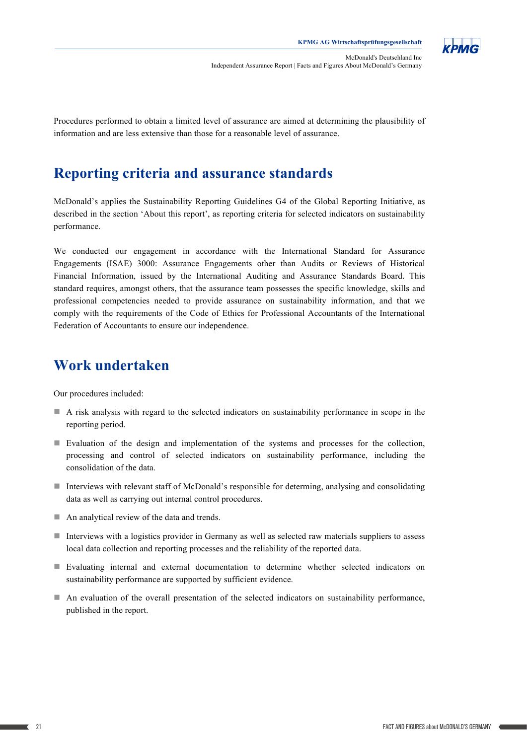Procedures performed to obtain a limited level of assurance are aimed at determining the plausibility of information and are less extensive than those for a reasonable level of assurance.

## Reporting criteria and assurance standards

McDonald's applies the Sustainability Reporting Guidelines G4 of the Global Reporting Initiative, as described in the section 'About this report', as reporting criteria for selected indicators on sustainability performance.

We conducted our engagement in accordance with the International Standard for Assurance Engagements (ISAE) 3000: Assurance Engagements other than Audits or Reviews of Historical Financial Information, issued by the International Auditing and Assurance Standards Board. This standard requires, amongst others, that the assurance team possesses the specific knowledge, skills and professional competencies needed to provide assurance on sustainability information, and that we comply with the requirements of the Code of Ethics for Professional Accountants of the International Federation of Accountants to ensure our independence.

## Work undertaken

Our procedures included:

- A risk analysis with regard to the selected indicators on sustainability performance in scope in the reporting period.
- Evaluation of the design and implementation of the systems and processes for the collection, processing and control of selected indicators on sustainability performance, including the consolidation of the data.
- Interviews with relevant staff of McDonald's responsible for determing, analysing and consolidating data as well as carrying out internal control procedures.
- An analytical review of the data and trends.
- Interviews with a logistics provider in Germany as well as selected raw materials suppliers to assess local data collection and reporting processes and the reliability of the reported data.
- Evaluating internal and external documentation to determine whether selected indicators on sustainability performance are supported by sufficient evidence.
- An evaluation of the overall presentation of the selected indicators on sustainability performance, published in the report.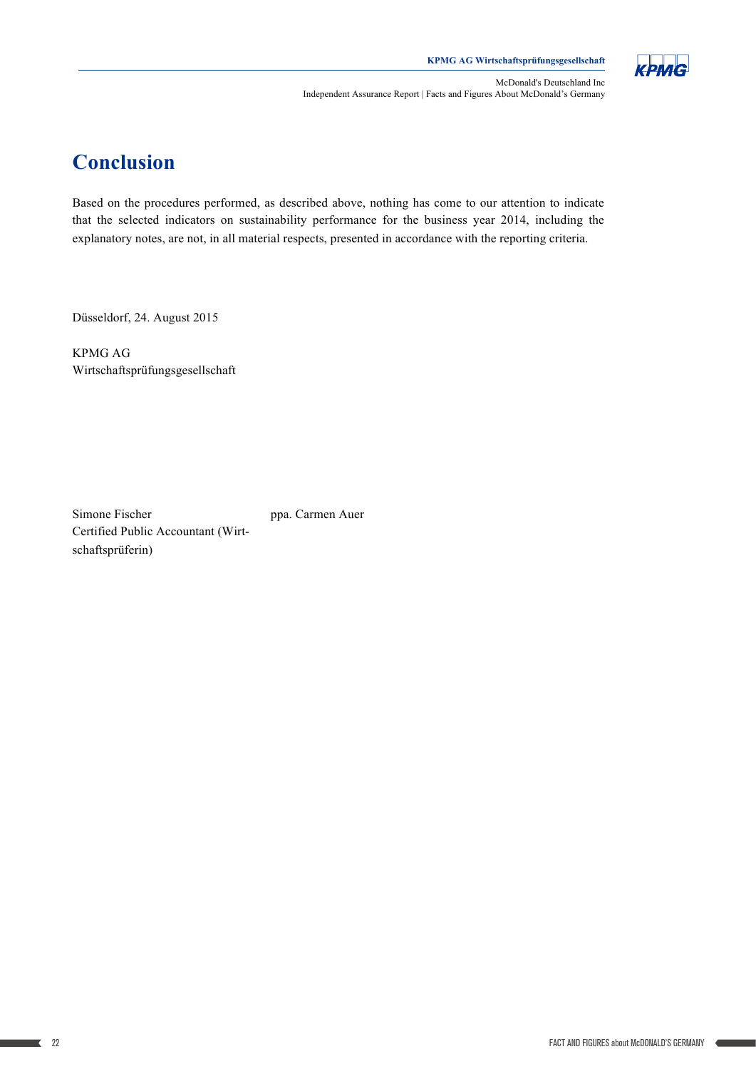# Conclusion

Based on the procedures performed, as described above, nothing has come to our attention to indicate that the selected indicators on sustainability performance for the business year 2014, including the explanatory notes, are not, in all material respects, presented in accordance with the reporting criteria.

Düsseldorf, 24. August 2015

KPMG AG
Wirtschaftsprüfungsgesellschaft

| | |
|---|---|
| Simone Fischer | ppa. Carmen Auer |
| Certified Public Accountant (Wirtschaftsprüferin) | |